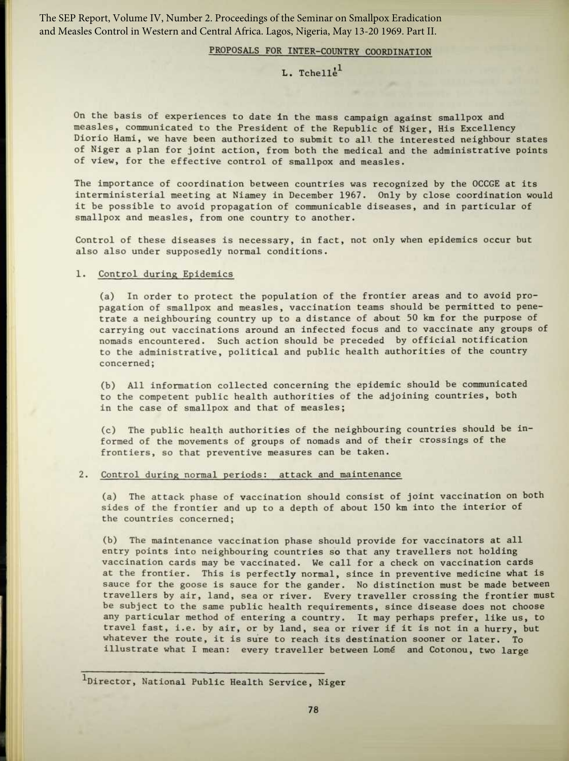## PROPOSALS FOR INTER-COUNTRY COORDINATION

L. Tchellé[1]

On the basis of experiences to date in the mass campaign against smallpox and measles, communicated to the President of the Republic of Niger, His Excellency Diorio Hami, we have been authorized to submit to all the interested neighbour states of Niger a plan for joint action, from both the medical and the administrative points of view, for the effective control of smallpox and measles.

The importance of coordination between countries was recognized by the OCCGE at its interministerial meeting at Niamey in December 1967. Only by close coordination would it be possible to avoid propagation of communicable diseases, and in particular of smallpox and measles, from one country to another.

Control of these diseases is necessary, in fact, not only when epidemics occur but also also under supposedly normal conditions.

1. Control during Epidemics

(a) In order to protect the population of the frontier areas and to avoid propagation of smallpox and measles, vaccination teams should be permitted to penetrate a neighbouring country up to a distance of about 50 km for the purpose of carrying out vaccinations around an infected focus and to vaccinate any groups of nomads encountered. Such action should be preceded by official notification to the administrative, political and public health authorities of the country concerned;

(b) All information collected concerning the epidemic should be communicated to the competent public health authorities of the adjoining countries, both in the case of smallpox and that of measles;

(c) The public health authorities of the neighbouring countries should be informed of the movements of groups of nomads and of their crossings of the frontiers, so that preventive measures can be taken.

2. Control during normal periods: attack and maintenance

(a) The attack phase of vaccination should consist of joint vaccination on both sides of the frontier and up to a depth of about 150 km into the interior of the countries concerned;

(b) The maintenance vaccination phase should provide for vaccinators at all entry points into neighbouring countries so that any travellers not holding vaccination cards may be vaccinated. We call for a check on vaccination cards at the frontier. This is perfectly normal, since in preventive medicine what is sauce for the goose is sauce for the gander. No distinction must be made between travellers by air, land, sea or river. Every traveller crossing the frontier must be subject to the same public health requirements, since disease does not choose any particular method of entering a country. It may perhaps prefer, like us, to travel fast, i.e. by air, or by land, sea or river if it is not in a hurry, but whatever the route, it is sure to reach its destination sooner or later. To illustrate what I mean: every traveller between Lomé and Cotonou, two large

[1] Director, National Public Health Service, Niger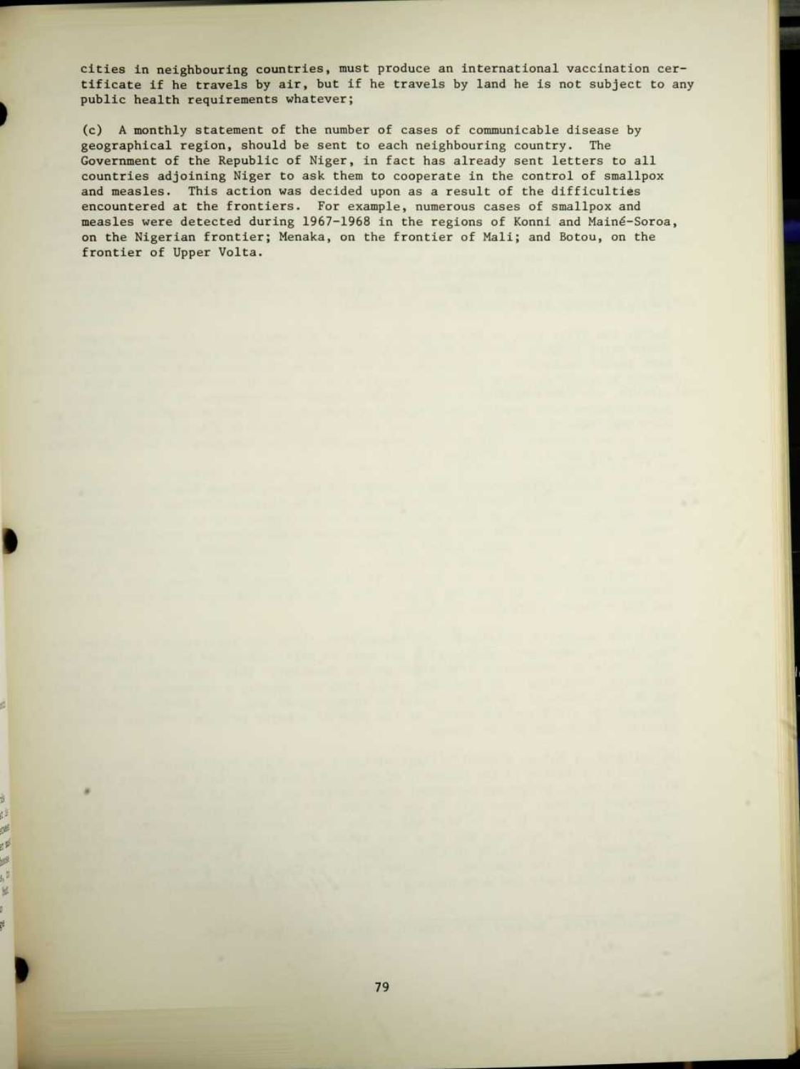cities in neighbouring countries, must produce an international vaccination certificate if he travels by air, but if he travels by land he is not subject to any public health requirements whatever;

(c) A monthly statement of the number of cases of communicable disease by geographical region, should be sent to each neighbouring country. The Government of the Republic of Niger, in fact has already sent letters to all countries adjoining Niger to ask them to cooperate in the control of smallpox and measles. This action was decided upon as a result of the difficulties encountered at the frontiers. For example, numerous cases of smallpox and measles were detected during 1967-1968 in the regions of Konni and Mainé-Soroa, on the Nigerian frontier; Menaka, on the frontier of Mali; and Botou, on the frontier of Upper Volta.